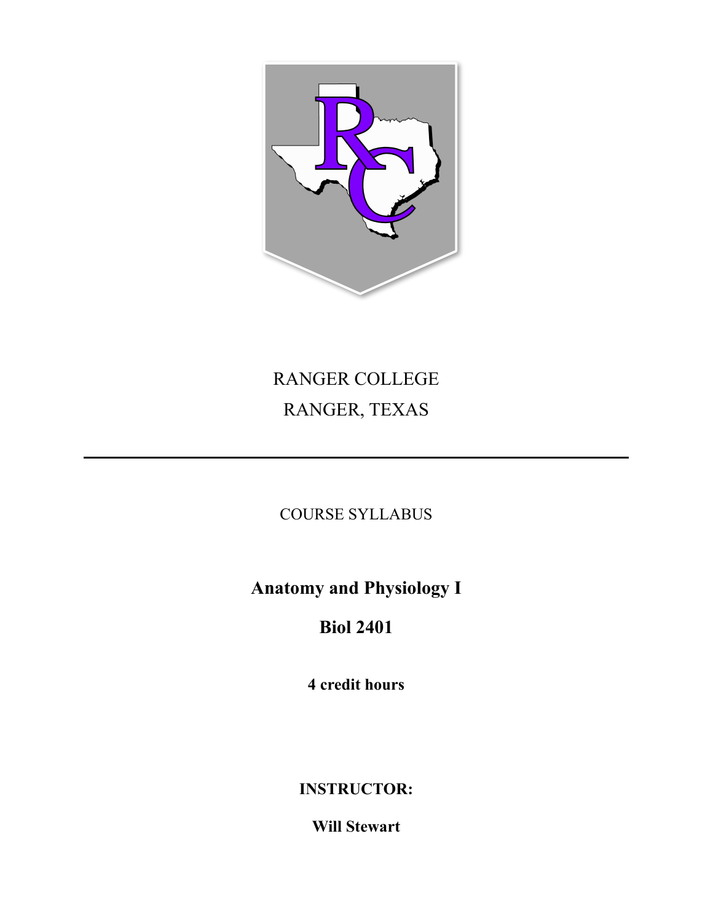RANGER COLLEGE

RANGER, TEXAS

---

COURSE SYLLABUS

# Anatomy and Physiology I

## Biol 2401

**4 credit hours**

**INSTRUCTOR:**

**Will Stewart**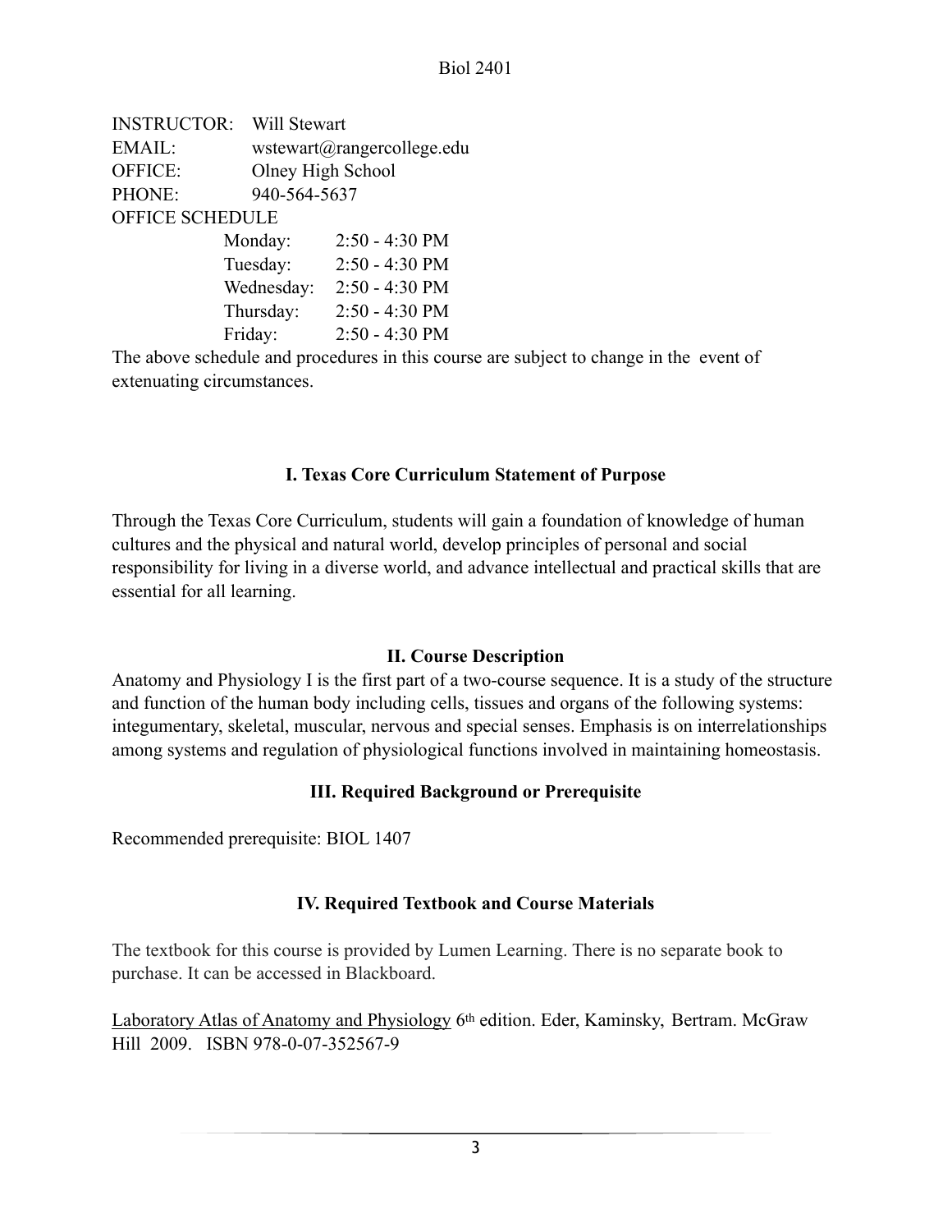INSTRUCTOR: Will Stewart
EMAIL: wstewart@rangercollege.edu
OFFICE: Olney High School
PHONE: 940-564-5637
OFFICE SCHEDULE

| Day | Hours |
| --- | --- |
| Monday: | 2:50 - 4:30 PM |
| Tuesday: | 2:50 - 4:30 PM |
| Wednesday: | 2:50 - 4:30 PM |
| Thursday: | 2:50 - 4:30 PM |
| Friday: | 2:50 - 4:30 PM |

The above schedule and procedures in this course are subject to change in the event of extenuating circumstances.

## I. Texas Core Curriculum Statement of Purpose

Through the Texas Core Curriculum, students will gain a foundation of knowledge of human cultures and the physical and natural world, develop principles of personal and social responsibility for living in a diverse world, and advance intellectual and practical skills that are essential for all learning.

## II. Course Description

Anatomy and Physiology I is the first part of a two-course sequence. It is a study of the structure and function of the human body including cells, tissues and organs of the following systems: integumentary, skeletal, muscular, nervous and special senses. Emphasis is on interrelationships among systems and regulation of physiological functions involved in maintaining homeostasis.

## III. Required Background or Prerequisite

Recommended prerequisite: BIOL 1407

## IV. Required Textbook and Course Materials

The textbook for this course is provided by Lumen Learning. There is no separate book to purchase. It can be accessed in Blackboard.

Laboratory Atlas of Anatomy and Physiology 6th edition. Eder, Kaminsky, Bertram. McGraw Hill 2009. ISBN 978-0-07-352567-9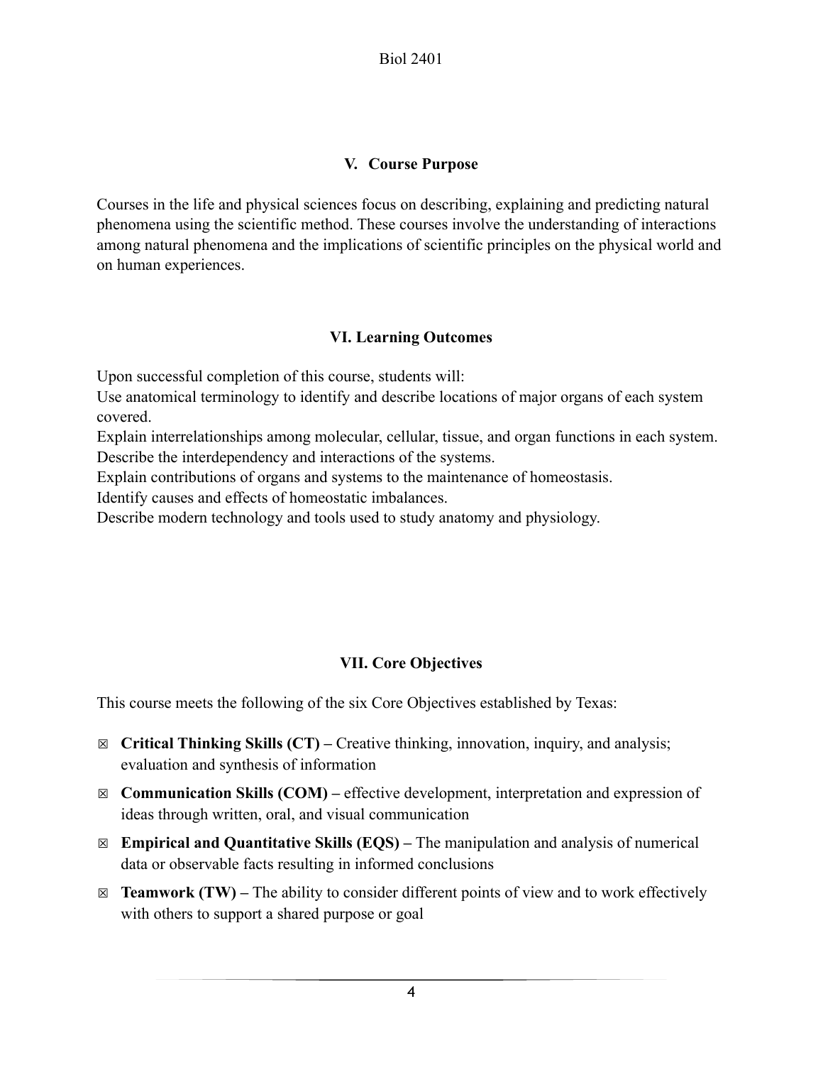## V. Course Purpose

Courses in the life and physical sciences focus on describing, explaining and predicting natural phenomena using the scientific method. These courses involve the understanding of interactions among natural phenomena and the implications of scientific principles on the physical world and on human experiences.

## VI. Learning Outcomes

Upon successful completion of this course, students will:

Use anatomical terminology to identify and describe locations of major organs of each system covered.

Explain interrelationships among molecular, cellular, tissue, and organ functions in each system.

Describe the interdependency and interactions of the systems.

Explain contributions of organs and systems to the maintenance of homeostasis.

Identify causes and effects of homeostatic imbalances.

Describe modern technology and tools used to study anatomy and physiology.

## VII. Core Objectives

This course meets the following of the six Core Objectives established by Texas:

- ☒ **Critical Thinking Skills (CT) –** Creative thinking, innovation, inquiry, and analysis; evaluation and synthesis of information
- ☒ **Communication Skills (COM) –** effective development, interpretation and expression of ideas through written, oral, and visual communication
- ☒ **Empirical and Quantitative Skills (EQS) –** The manipulation and analysis of numerical data or observable facts resulting in informed conclusions
- ☒ **Teamwork (TW) –** The ability to consider different points of view and to work effectively with others to support a shared purpose or goal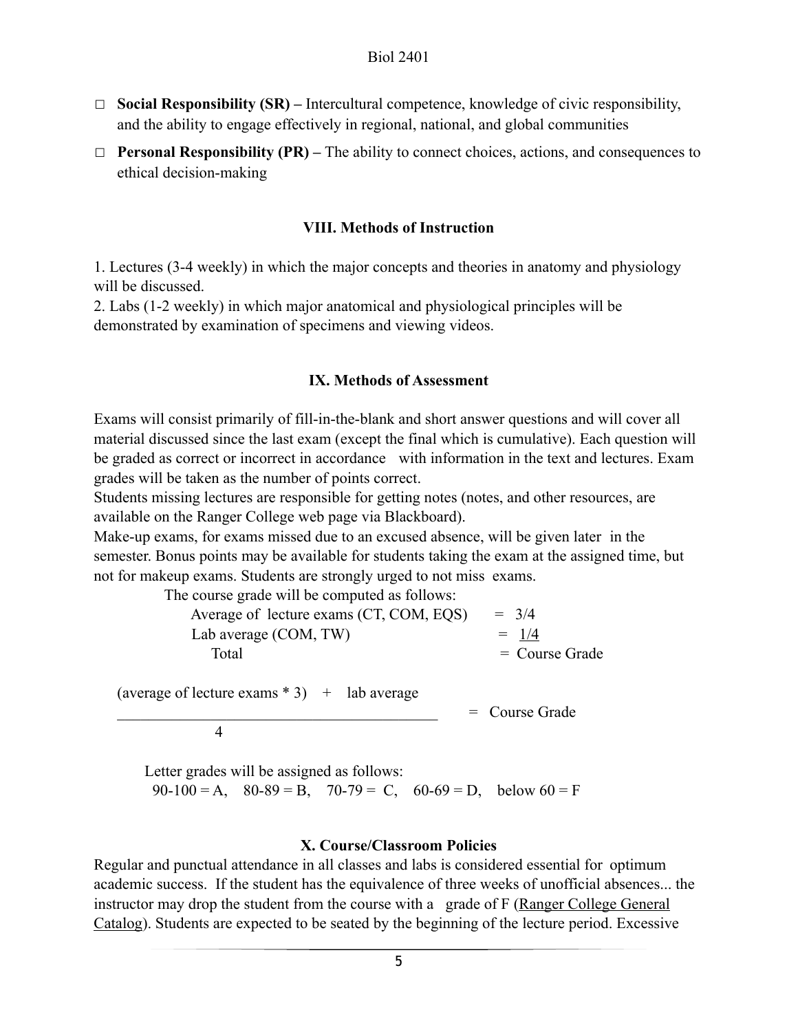- ☐ **Social Responsibility (SR) –** Intercultural competence, knowledge of civic responsibility, and the ability to engage effectively in regional, national, and global communities
- ☐ **Personal Responsibility (PR) –** The ability to connect choices, actions, and consequences to ethical decision-making

## VIII. Methods of Instruction

1. Lectures (3-4 weekly) in which the major concepts and theories in anatomy and physiology will be discussed.
2. Labs (1-2 weekly) in which major anatomical and physiological principles will be demonstrated by examination of specimens and viewing videos.

## IX. Methods of Assessment

Exams will consist primarily of fill-in-the-blank and short answer questions and will cover all material discussed since the last exam (except the final which is cumulative). Each question will be graded as correct or incorrect in accordance with information in the text and lectures. Exam grades will be taken as the number of points correct.

Students missing lectures are responsible for getting notes (notes, and other resources, are available on the Ranger College web page via Blackboard).

Make-up exams, for exams missed due to an excused absence, will be given later in the semester. Bonus points may be available for students taking the exam at the assigned time, but not for makeup exams. Students are strongly urged to not miss exams.

The course grade will be computed as follows:

| | |
|---|---|
| Average of lecture exams (CT, COM, EQS) | = 3/4 |
| Lab average (COM, TW) | = 1/4 |
| Total | = Course Grade |

$$\frac{(\text{average of lecture exams} * 3) + \text{lab average}}{4} = \text{Course Grade}$$

Letter grades will be assigned as follows:

90-100 = A, 80-89 = B, 70-79 = C, 60-69 = D, below 60 = F

## X. Course/Classroom Policies

Regular and punctual attendance in all classes and labs is considered essential for optimum academic success. If the student has the equivalence of three weeks of unofficial absences... the instructor may drop the student from the course with a grade of F (Ranger College General Catalog). Students are expected to be seated by the beginning of the lecture period. Excessive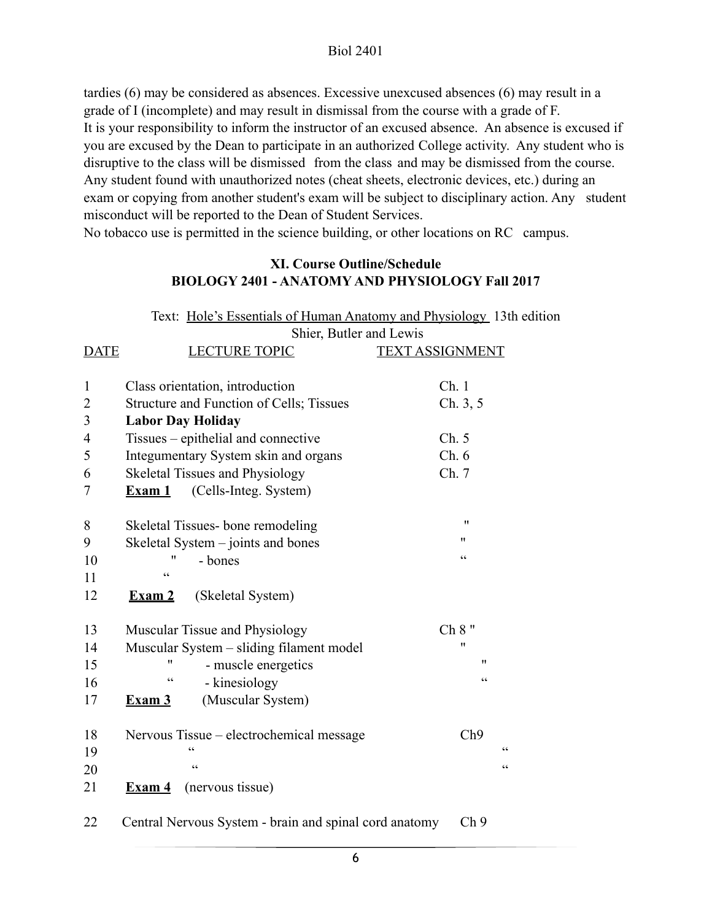tardies (6) may be considered as absences. Excessive unexcused absences (6) may result in a grade of I (incomplete) and may result in dismissal from the course with a grade of F.
It is your responsibility to inform the instructor of an excused absence. An absence is excused if you are excused by the Dean to participate in an authorized College activity. Any student who is disruptive to the class will be dismissed from the class and may be dismissed from the course. Any student found with unauthorized notes (cheat sheets, electronic devices, etc.) during an exam or copying from another student's exam will be subject to disciplinary action. Any student misconduct will be reported to the Dean of Student Services.
No tobacco use is permitted in the science building, or other locations on RC campus.

## XI. Course Outline/Schedule
## BIOLOGY 2401 - ANATOMY AND PHYSIOLOGY Fall 2017

Text: Hole's Essentials of Human Anatomy and Physiology 13th edition
Shier, Butler and Lewis

| DATE | LECTURE TOPIC | TEXT ASSIGNMENT |
|---|---|---|
| 1 | Class orientation, introduction | Ch. 1 |
| 2 | Structure and Function of Cells; Tissues | Ch. 3, 5 |
| 3 | **Labor Day Holiday** | |
| 4 | Tissues – epithelial and connective | Ch. 5 |
| 5 | Integumentary System skin and organs | Ch. 6 |
| 6 | Skeletal Tissues and Physiology | Ch. 7 |
| 7 | **Exam 1** (Cells-Integ. System) | |
| 8 | Skeletal Tissues- bone remodeling | " |
| 9 | Skeletal System – joints and bones | " |
| 10 | " - bones | " |
| 11 | " | |
| 12 | **Exam 2** (Skeletal System) | |
| 13 | Muscular Tissue and Physiology | Ch 8 " |
| 14 | Muscular System – sliding filament model | " |
| 15 | " - muscle energetics | " |
| 16 | " - kinesiology | " |
| 17 | **Exam 3** (Muscular System) | |
| 18 | Nervous Tissue – electrochemical message | Ch9 |
| 19 | " | " |
| 20 | " | " |
| 21 | **Exam 4** (nervous tissue) | |
| 22 | Central Nervous System - brain and spinal cord anatomy | Ch 9 |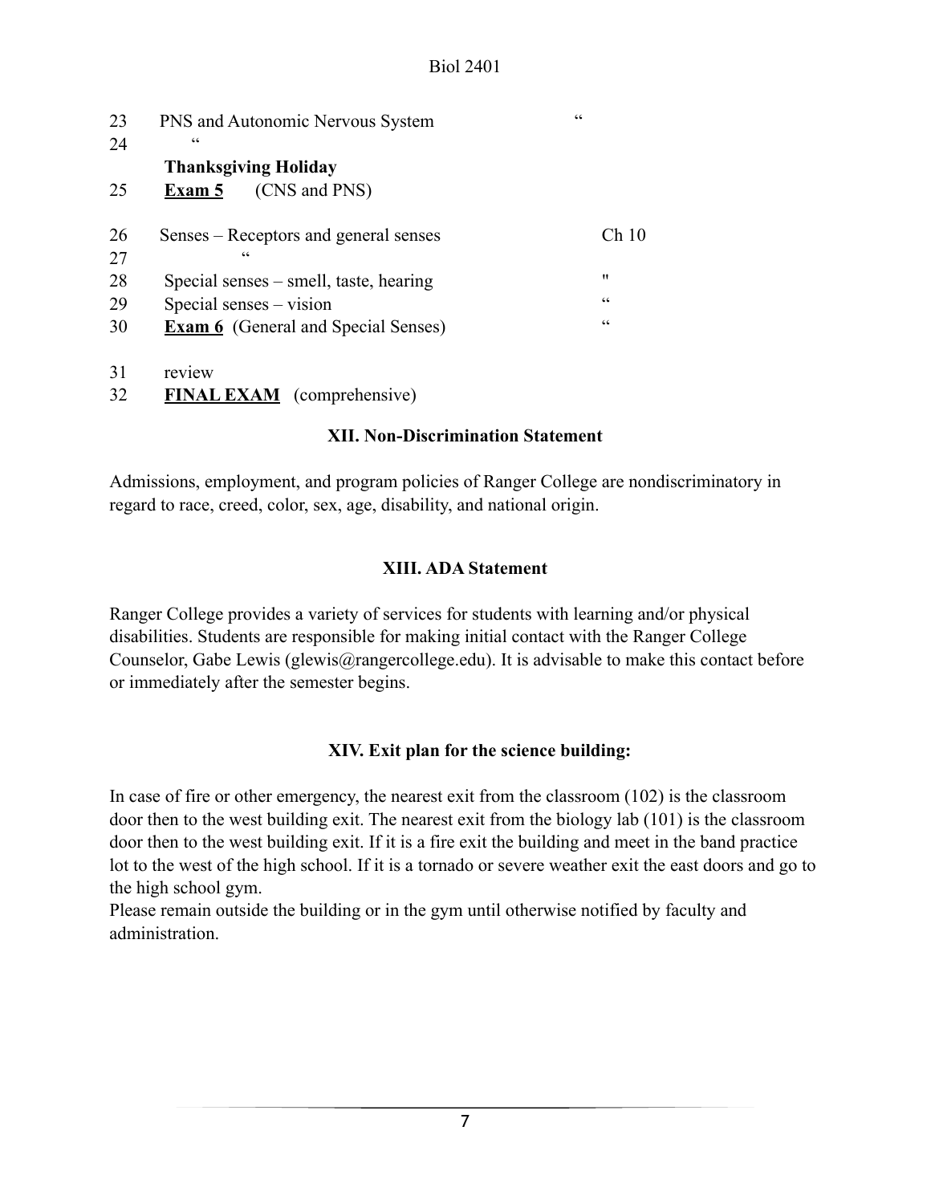| | | |
|---|---|---|
| 23 | PNS and Autonomic Nervous System | " |
| 24 | " | |
| | **Thanksgiving Holiday** | |
| 25 | **<u>Exam 5</u>** (CNS and PNS) | |
| 26 | Senses – Receptors and general senses | Ch 10 |
| 27 | " | |
| 28 | Special senses – smell, taste, hearing | " |
| 29 | Special senses – vision | " |
| 30 | **<u>Exam 6</u>** (General and Special Senses) | " |
| 31 | review | |
| 32 | **<u>FINAL EXAM</u>** (comprehensive) | |

### XII. Non-Discrimination Statement

Admissions, employment, and program policies of Ranger College are nondiscriminatory in regard to race, creed, color, sex, age, disability, and national origin.

### XIII. ADA Statement

Ranger College provides a variety of services for students with learning and/or physical disabilities. Students are responsible for making initial contact with the Ranger College Counselor, Gabe Lewis (glewis@rangercollege.edu). It is advisable to make this contact before or immediately after the semester begins.

### XIV. Exit plan for the science building:

In case of fire or other emergency, the nearest exit from the classroom (102) is the classroom door then to the west building exit. The nearest exit from the biology lab (101) is the classroom door then to the west building exit. If it is a fire exit the building and meet in the band practice lot to the west of the high school. If it is a tornado or severe weather exit the east doors and go to the high school gym.

Please remain outside the building or in the gym until otherwise notified by faculty and administration.